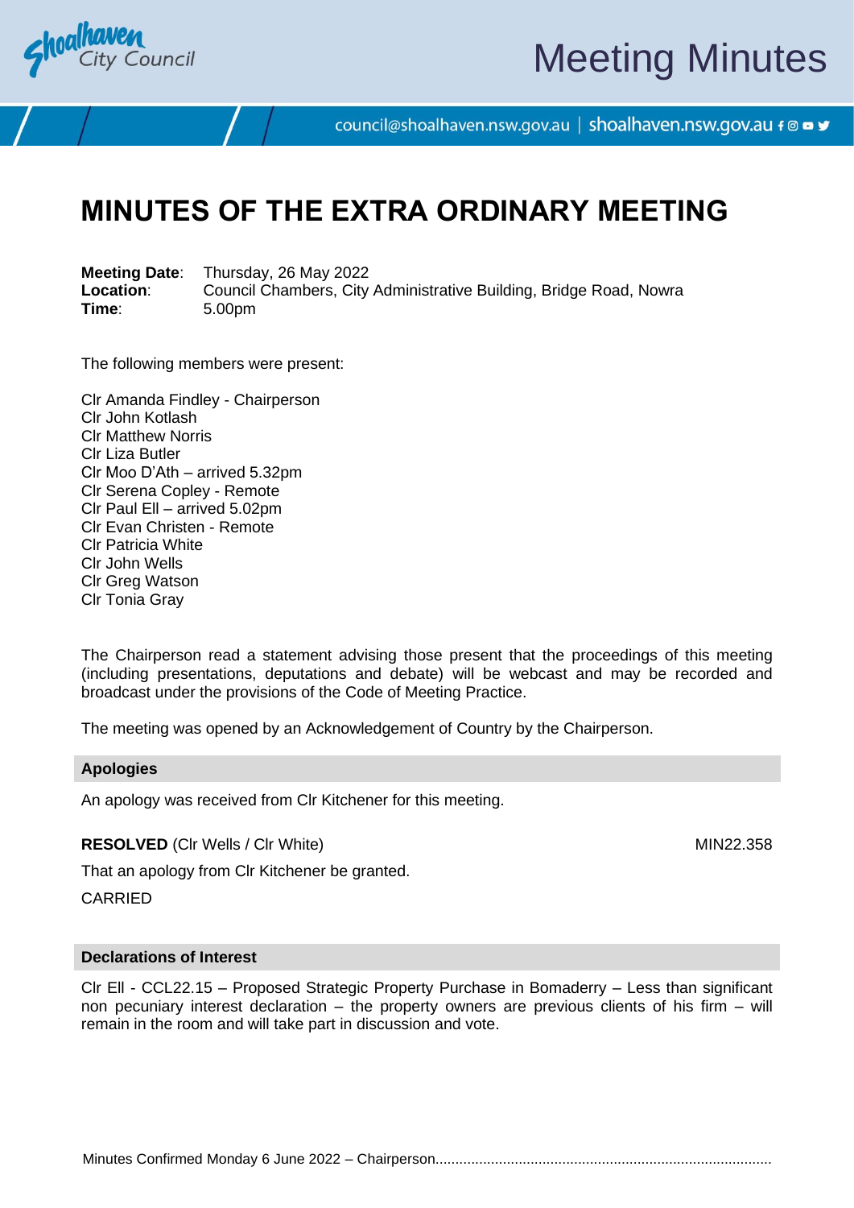# MINUTES OF THE EXTRA ORDINARY MEETING

**Meeting Date**: Thursday, 26 May 2022
**Location**: Council Chambers, City Administrative Building, Bridge Road, Nowra
**Time**: 5.00pm

The following members were present:

Clr Amanda Findley - Chairperson
Clr John Kotlash
Clr Matthew Norris
Clr Liza Butler
Clr Moo D'Ath – arrived 5.32pm
Clr Serena Copley - Remote
Clr Paul Ell – arrived 5.02pm
Clr Evan Christen - Remote
Clr Patricia White
Clr John Wells
Clr Greg Watson
Clr Tonia Gray

The Chairperson read a statement advising those present that the proceedings of this meeting (including presentations, deputations and debate) will be webcast and may be recorded and broadcast under the provisions of the Code of Meeting Practice.

The meeting was opened by an Acknowledgement of Country by the Chairperson.

## Apologies

An apology was received from Clr Kitchener for this meeting.

**RESOLVED** (Clr Wells / Clr White) MIN22.358

That an apology from Clr Kitchener be granted.

CARRIED

## Declarations of Interest

Clr Ell - CCL22.15 – Proposed Strategic Property Purchase in Bomaderry – Less than significant non pecuniary interest declaration – the property owners are previous clients of his firm – will remain in the room and will take part in discussion and vote.

Minutes Confirmed Monday 6 June 2022 – Chairperson....................................................................................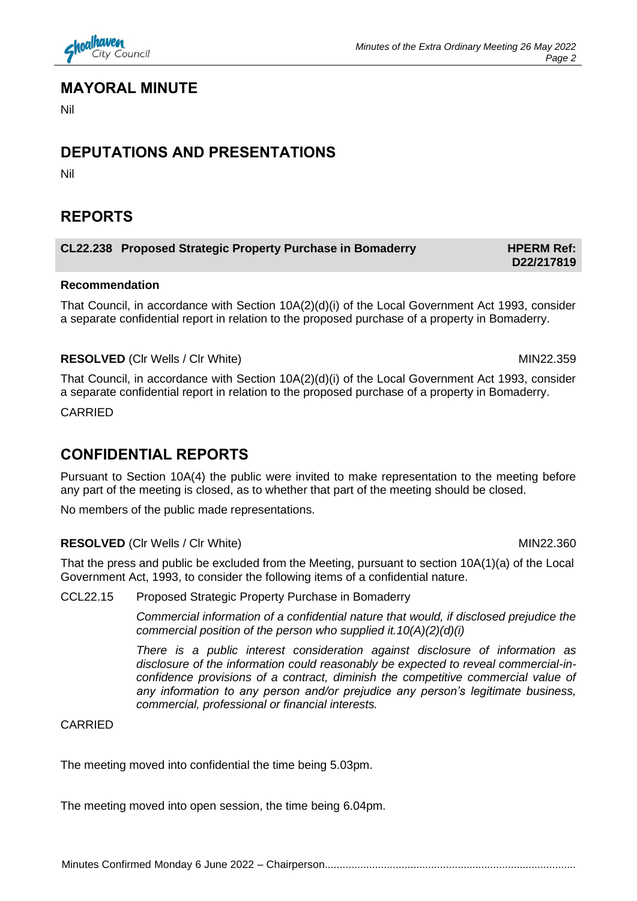## MAYORAL MINUTE

Nil

## DEPUTATIONS AND PRESENTATIONS

Nil

## REPORTS

**CL22.238 Proposed Strategic Property Purchase in Bomaderry** — **HPERM Ref: D22/217819**

**Recommendation**

That Council, in accordance with Section 10A(2)(d)(i) of the Local Government Act 1993, consider a separate confidential report in relation to the proposed purchase of a property in Bomaderry.

**RESOLVED** (Clr Wells / Clr White) MIN22.359

That Council, in accordance with Section 10A(2)(d)(i) of the Local Government Act 1993, consider a separate confidential report in relation to the proposed purchase of a property in Bomaderry.

CARRIED

## CONFIDENTIAL REPORTS

Pursuant to Section 10A(4) the public were invited to make representation to the meeting before any part of the meeting is closed, as to whether that part of the meeting should be closed.

No members of the public made representations.

**RESOLVED** (Clr Wells / Clr White) MIN22.360

That the press and public be excluded from the Meeting, pursuant to section 10A(1)(a) of the Local Government Act, 1993, to consider the following items of a confidential nature.

CCL22.15 Proposed Strategic Property Purchase in Bomaderry

*Commercial information of a confidential nature that would, if disclosed prejudice the commercial position of the person who supplied it.10(A)(2)(d)(i)*

*There is a public interest consideration against disclosure of information as disclosure of the information could reasonably be expected to reveal commercial-in-confidence provisions of a contract, diminish the competitive commercial value of any information to any person and/or prejudice any person's legitimate business, commercial, professional or financial interests.*

CARRIED

The meeting moved into confidential the time being 5.03pm.

The meeting moved into open session, the time being 6.04pm.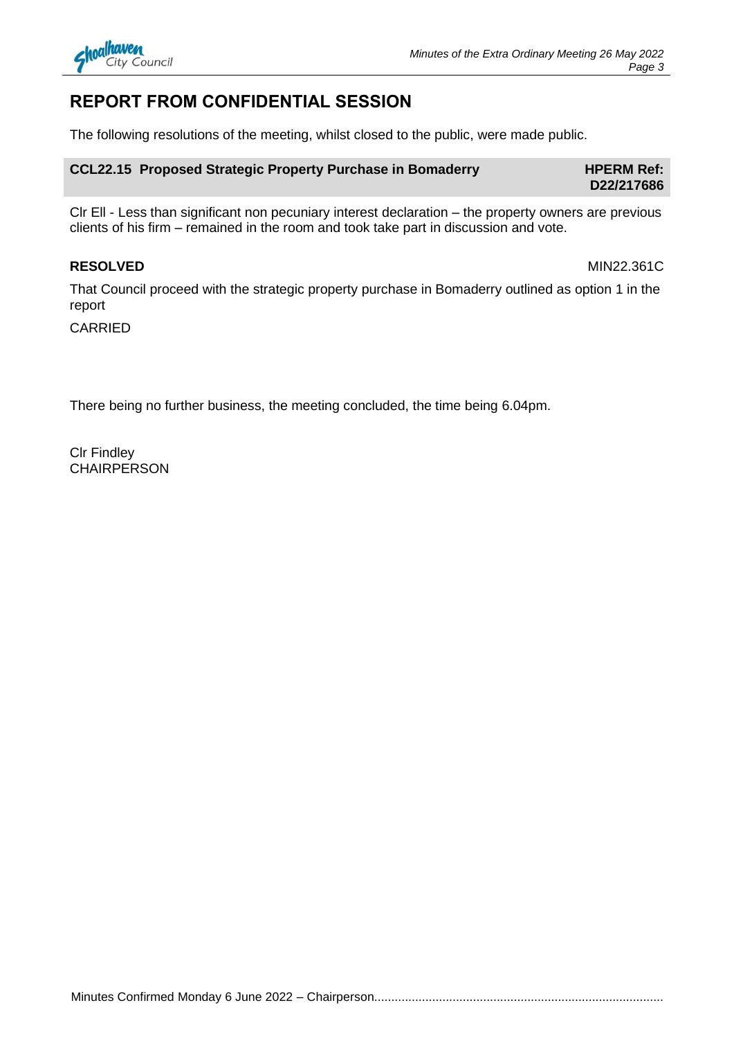## REPORT FROM CONFIDENTIAL SESSION

The following resolutions of the meeting, whilst closed to the public, were made public.

### CCL22.15 Proposed Strategic Property Purchase in Bomaderry — HPERM Ref: D22/217686

Clr Ell - Less than significant non pecuniary interest declaration – the property owners are previous clients of his firm – remained in the room and took take part in discussion and vote.

**RESOLVED** MIN22.361C

That Council proceed with the strategic property purchase in Bomaderry outlined as option 1 in the report

CARRIED

There being no further business, the meeting concluded, the time being 6.04pm.

Clr Findley
CHAIRPERSON

Minutes Confirmed Monday 6 June 2022 – Chairperson....................................................................................